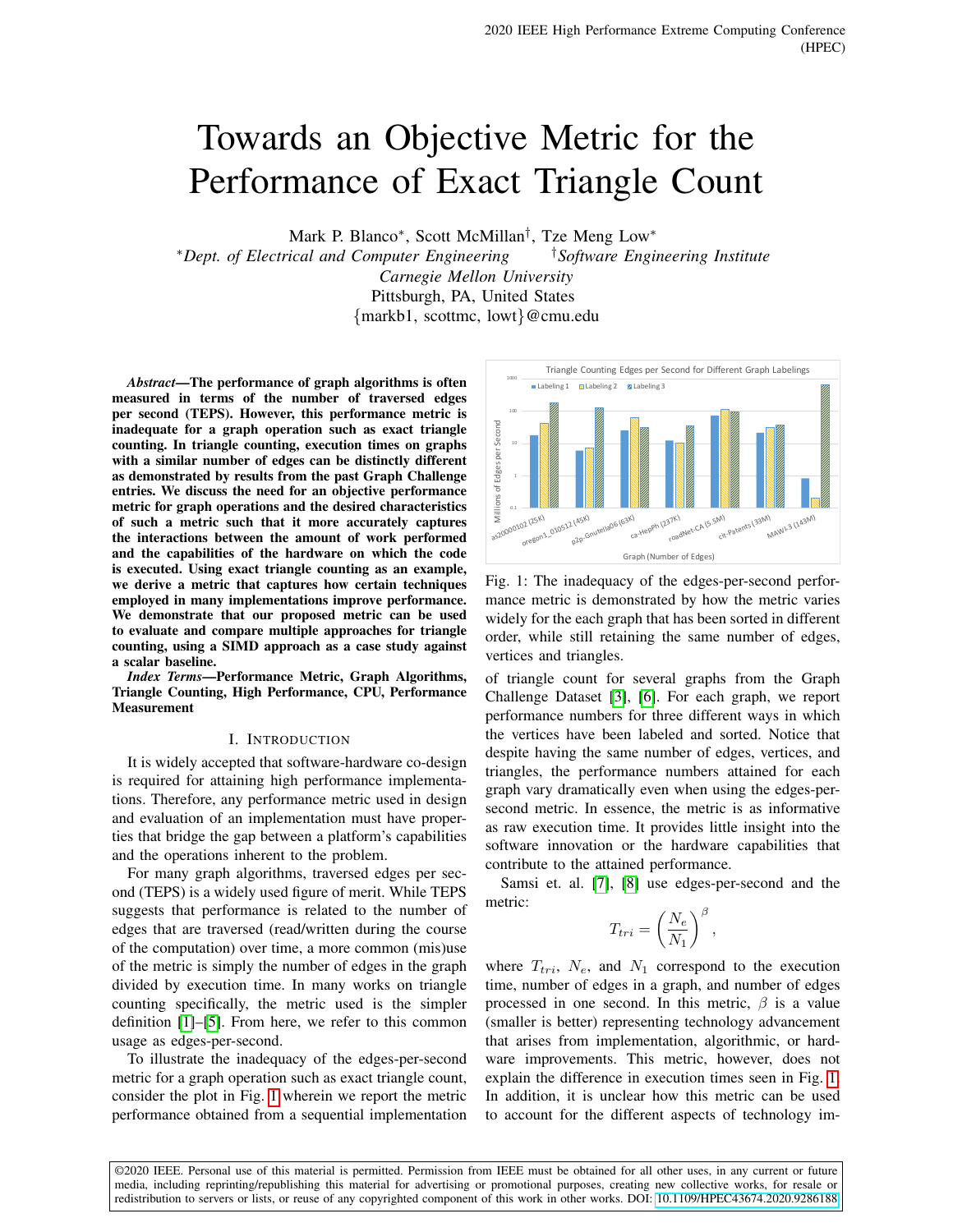# Towards an Objective Metric for the Performance of Exact Triangle Count

Mark P. Blanco*, Scott McMillan†, Tze Meng Low*
*Dept. of Electrical and Computer Engineering †Software Engineering Institute
Carnegie Mellon University
Pittsburgh, PA, United States
{markb1, scottmc, lowt}@cmu.edu

***Abstract*—The performance of graph algorithms is often measured in terms of the number of traversed edges per second (TEPS). However, this performance metric is inadequate for a graph operation such as exact triangle counting. In triangle counting, execution times on graphs with a similar number of edges can be distinctly different as demonstrated by results from the past Graph Challenge entries. We discuss the need for an objective performance metric for graph operations and the desired characteristics of such a metric such that it more accurately captures the interactions between the amount of work performed and the capabilities of the hardware on which the code is executed. Using exact triangle counting as an example, we derive a metric that captures how certain techniques employed in many implementations improve performance. We demonstrate that our proposed metric can be used to evaluate and compare multiple approaches for triangle counting, using a SIMD approach as a case study against a scalar baseline.**

***Index Terms*—Performance Metric, Graph Algorithms, Triangle Counting, High Performance, CPU, Performance Measurement**

## I. Introduction

It is widely accepted that software-hardware co-design is required for attaining high performance implementations. Therefore, any performance metric used in design and evaluation of an implementation must have properties that bridge the gap between a platform's capabilities and the operations inherent to the problem.

For many graph algorithms, traversed edges per second (TEPS) is a widely used figure of merit. While TEPS suggests that performance is related to the number of edges that are traversed (read/written during the course of the computation) over time, a more common (mis)use of the metric is simply the number of edges in the graph divided by execution time. In many works on triangle counting specifically, the metric used is the simpler definition [1]–[5]. From here, we refer to this common usage as edges-per-second.

To illustrate the inadequacy of the edges-per-second metric for a graph operation such as exact triangle count, consider the plot in Fig. 1 wherein we report the metric performance obtained from a sequential implementation of triangle count for several graphs from the Graph Challenge Dataset [3], [6]. For each graph, we report performance numbers for three different ways in which the vertices have been labeled and sorted. Notice that despite having the same number of edges, vertices, and triangles, the performance numbers attained for each graph vary dramatically even when using the edges-per-second metric. In essence, the metric is as informative as raw execution time. It provides little insight into the software innovation or the hardware capabilities that contribute to the attained performance.

Fig. 1: The inadequacy of the edges-per-second performance metric is demonstrated by how the metric varies widely for the each graph that has been sorted in different order, while still retaining the same number of edges, vertices and triangles.

Samsi et. al. [7], [8] use edges-per-second and the metric:

$$T_{tri} = \left(\frac{N_e}{N_1}\right)^{\beta},$$

where $T_{tri}$, $N_e$, and $N_1$ correspond to the execution time, number of edges in a graph, and number of edges processed in one second. In this metric, $\beta$ is a value (smaller is better) representing technology advancement that arises from implementation, algorithmic, or hardware improvements. This metric, however, does not explain the difference in execution times seen in Fig. 1. In addition, it is unclear how this metric can be used to account for the different aspects of technology im-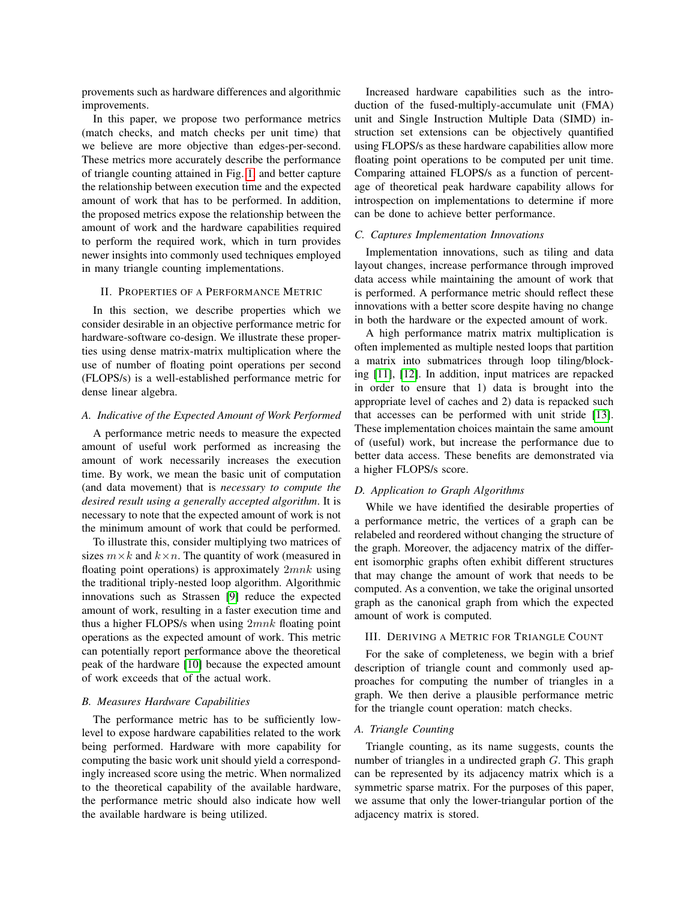provements such as hardware differences and algorithmic improvements.

In this paper, we propose two performance metrics (match checks, and match checks per unit time) that we believe are more objective than edges-per-second. These metrics more accurately describe the performance of triangle counting attained in Fig. 1 and better capture the relationship between execution time and the expected amount of work that has to be performed. In addition, the proposed metrics expose the relationship between the amount of work and the hardware capabilities required to perform the required work, which in turn provides newer insights into commonly used techniques employed in many triangle counting implementations.

## II. Properties of a Performance Metric

In this section, we describe properties which we consider desirable in an objective performance metric for hardware-software co-design. We illustrate these properties using dense matrix-matrix multiplication where the use of number of floating point operations per second (FLOPS/s) is a well-established performance metric for dense linear algebra.

### A. Indicative of the Expected Amount of Work Performed

A performance metric needs to measure the expected amount of useful work performed as increasing the amount of work necessarily increases the execution time. By work, we mean the basic unit of computation (and data movement) that is *necessary to compute the desired result using a generally accepted algorithm*. It is necessary to note that the expected amount of work is not the minimum amount of work that could be performed.

To illustrate this, consider multiplying two matrices of sizes $m \times k$ and $k \times n$. The quantity of work (measured in floating point operations) is approximately $2mnk$ using the traditional triply-nested loop algorithm. Algorithmic innovations such as Strassen [9] reduce the expected amount of work, resulting in a faster execution time and thus a higher FLOPS/s when using $2mnk$ floating point operations as the expected amount of work. This metric can potentially report performance above the theoretical peak of the hardware [10] because the expected amount of work exceeds that of the actual work.

### B. Measures Hardware Capabilities

The performance metric has to be sufficiently low-level to expose hardware capabilities related to the work being performed. Hardware with more capability for computing the basic work unit should yield a correspondingly increased score using the metric. When normalized to the theoretical capability of the available hardware, the performance metric should also indicate how well the available hardware is being utilized.

Increased hardware capabilities such as the introduction of the fused-multiply-accumulate unit (FMA) unit and Single Instruction Multiple Data (SIMD) instruction set extensions can be objectively quantified using FLOPS/s as these hardware capabilities allow more floating point operations to be computed per unit time. Comparing attained FLOPS/s as a function of percentage of theoretical peak hardware capability allows for introspection on implementations to determine if more can be done to achieve better performance.

### C. Captures Implementation Innovations

Implementation innovations, such as tiling and data layout changes, increase performance through improved data access while maintaining the amount of work that is performed. A performance metric should reflect these innovations with a better score despite having no change in both the hardware or the expected amount of work.

A high performance matrix matrix multiplication is often implemented as multiple nested loops that partition a matrix into submatrices through loop tiling/blocking [11], [12]. In addition, input matrices are repacked in order to ensure that 1) data is brought into the appropriate level of caches and 2) data is repacked such that accesses can be performed with unit stride [13]. These implementation choices maintain the same amount of (useful) work, but increase the performance due to better data access. These benefits are demonstrated via a higher FLOPS/s score.

### D. Application to Graph Algorithms

While we have identified the desirable properties of a performance metric, the vertices of a graph can be relabeled and reordered without changing the structure of the graph. Moreover, the adjacency matrix of the different isomorphic graphs often exhibit different structures that may change the amount of work that needs to be computed. As a convention, we take the original unsorted graph as the canonical graph from which the expected amount of work is computed.

## III. Deriving a Metric for Triangle Count

For the sake of completeness, we begin with a brief description of triangle count and commonly used approaches for computing the number of triangles in a graph. We then derive a plausible performance metric for the triangle count operation: match checks.

### A. Triangle Counting

Triangle counting, as its name suggests, counts the number of triangles in a undirected graph $G$. This graph can be represented by its adjacency matrix which is a symmetric sparse matrix. For the purposes of this paper, we assume that only the lower-triangular portion of the adjacency matrix is stored.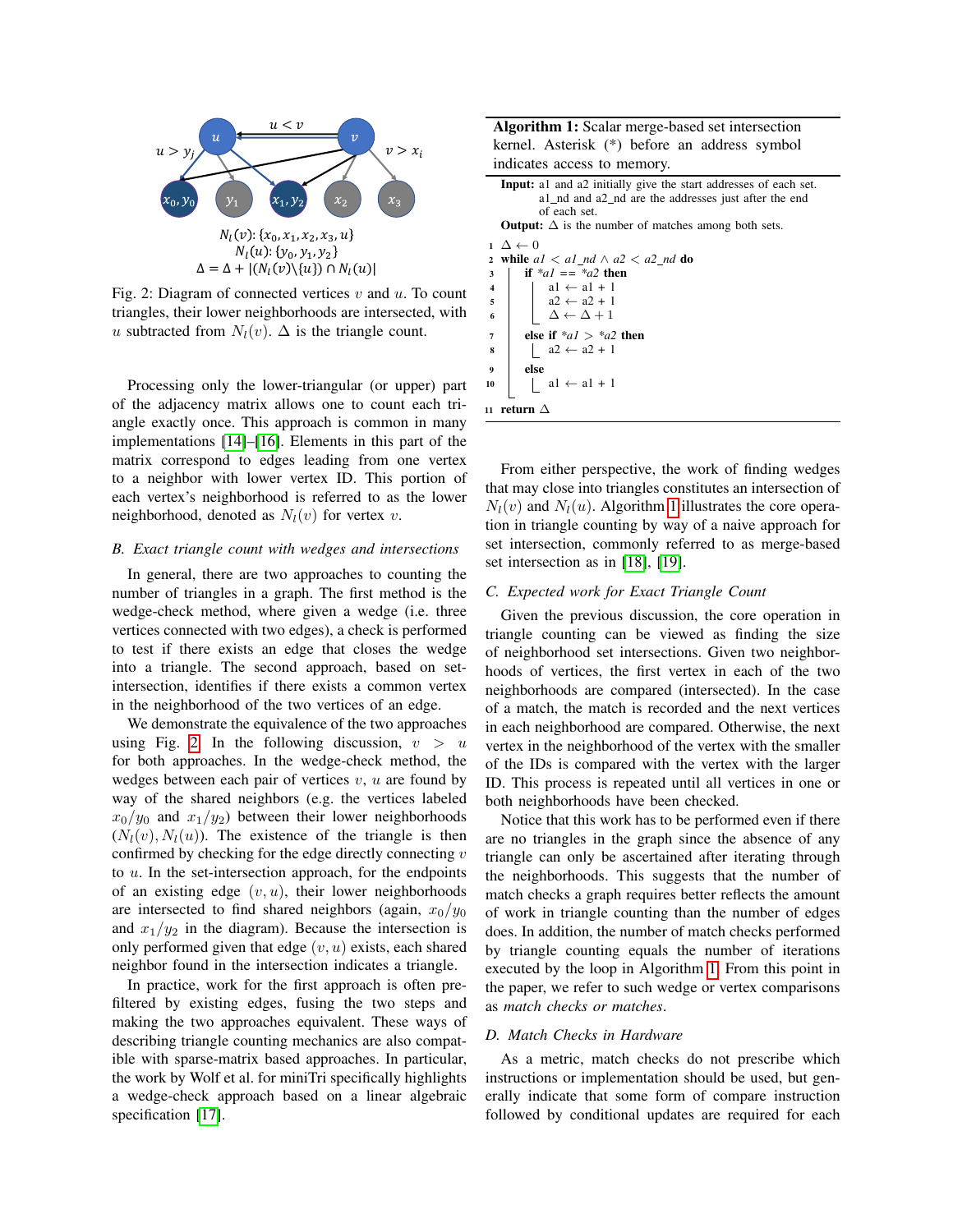$N_l(v)$: $\{x_0, x_1, x_2, x_3, u\}$
$N_l(u)$: $\{y_0, y_1, y_2\}$
$\Delta = \Delta + |(N_l(v) \backslash \{u\}) \cap N_l(u)|$

Fig. 2: Diagram of connected vertices $v$ and $u$. To count triangles, their lower neighborhoods are intersected, with $u$ subtracted from $N_l(v)$. $\Delta$ is the triangle count.

Processing only the lower-triangular (or upper) part of the adjacency matrix allows one to count each triangle exactly once. This approach is common in many implementations [14]–[16]. Elements in this part of the matrix correspond to edges leading from one vertex to a neighbor with lower vertex ID. This portion of each vertex's neighborhood is referred to as the lower neighborhood, denoted as $N_l(v)$ for vertex $v$.

### B. Exact triangle count with wedges and intersections

In general, there are two approaches to counting the number of triangles in a graph. The first method is the wedge-check method, where given a wedge (i.e. three vertices connected with two edges), a check is performed to test if there exists an edge that closes the wedge into a triangle. The second approach, based on set-intersection, identifies if there exists a common vertex in the neighborhood of the two vertices of an edge.

We demonstrate the equivalence of the two approaches using Fig. 2. In the following discussion, $v > u$ for both approaches. In the wedge-check method, the wedges between each pair of vertices $v$, $u$ are found by way of the shared neighbors (e.g. the vertices labeled $x_0/y_0$ and $x_1/y_2$) between their lower neighborhoods $(N_l(v), N_l(u))$. The existence of the triangle is then confirmed by checking for the edge directly connecting $v$ to $u$. In the set-intersection approach, for the endpoints of an existing edge $(v, u)$, their lower neighborhoods are intersected to find shared neighbors (again, $x_0/y_0$ and $x_1/y_2$ in the diagram). Because the intersection is only performed given that edge $(v, u)$ exists, each shared neighbor found in the intersection indicates a triangle.

In practice, work for the first approach is often pre-filtered by existing edges, fusing the two steps and making the two approaches equivalent. These ways of describing triangle counting mechanics are also compatible with sparse-matrix based approaches. In particular, the work by Wolf et al. for miniTri specifically highlights a wedge-check approach based on a linear algebraic specification [17].

**Algorithm 1:** Scalar merge-based set intersection kernel. Asterisk (*) before an address symbol indicates access to memory.

**Input:** a1 and a2 initially give the start addresses of each set. a1_nd and a2_nd are the addresses just after the end of each set.
**Output:** $\Delta$ is the number of matches among both sets.

```
1  Δ ← 0
2  while a1 < a1_nd ∧ a2 < a2_nd do
3      if *a1 == *a2 then
4          a1 ← a1 + 1
5          a2 ← a2 + 1
6          Δ ← Δ + 1
7      else if *a1 > *a2 then
8          a2 ← a2 + 1
9      else
10         a1 ← a1 + 1
11 return Δ
```

From either perspective, the work of finding wedges that may close into triangles constitutes an intersection of $N_l(v)$ and $N_l(u)$. Algorithm 1 illustrates the core operation in triangle counting by way of a naive approach for set intersection, commonly referred to as merge-based set intersection as in [18], [19].

### C. Expected work for Exact Triangle Count

Given the previous discussion, the core operation in triangle counting can be viewed as finding the size of neighborhood set intersections. Given two neighborhoods of vertices, the first vertex in each of the two neighborhoods are compared (intersected). In the case of a match, the match is recorded and the next vertices in each neighborhood are compared. Otherwise, the next vertex in the neighborhood of the vertex with the smaller of the IDs is compared with the vertex with the larger ID. This process is repeated until all vertices in one or both neighborhoods have been checked.

Notice that this work has to be performed even if there are no triangles in the graph since the absence of any triangle can only be ascertained after iterating through the neighborhoods. This suggests that the number of match checks a graph requires better reflects the amount of work in triangle counting than the number of edges does. In addition, the number of match checks performed by triangle counting equals the number of iterations executed by the loop in Algorithm 1. From this point in the paper, we refer to such wedge or vertex comparisons as *match checks or matches*.

### D. Match Checks in Hardware

As a metric, match checks do not prescribe which instructions or implementation should be used, but generally indicate that some form of compare instruction followed by conditional updates are required for each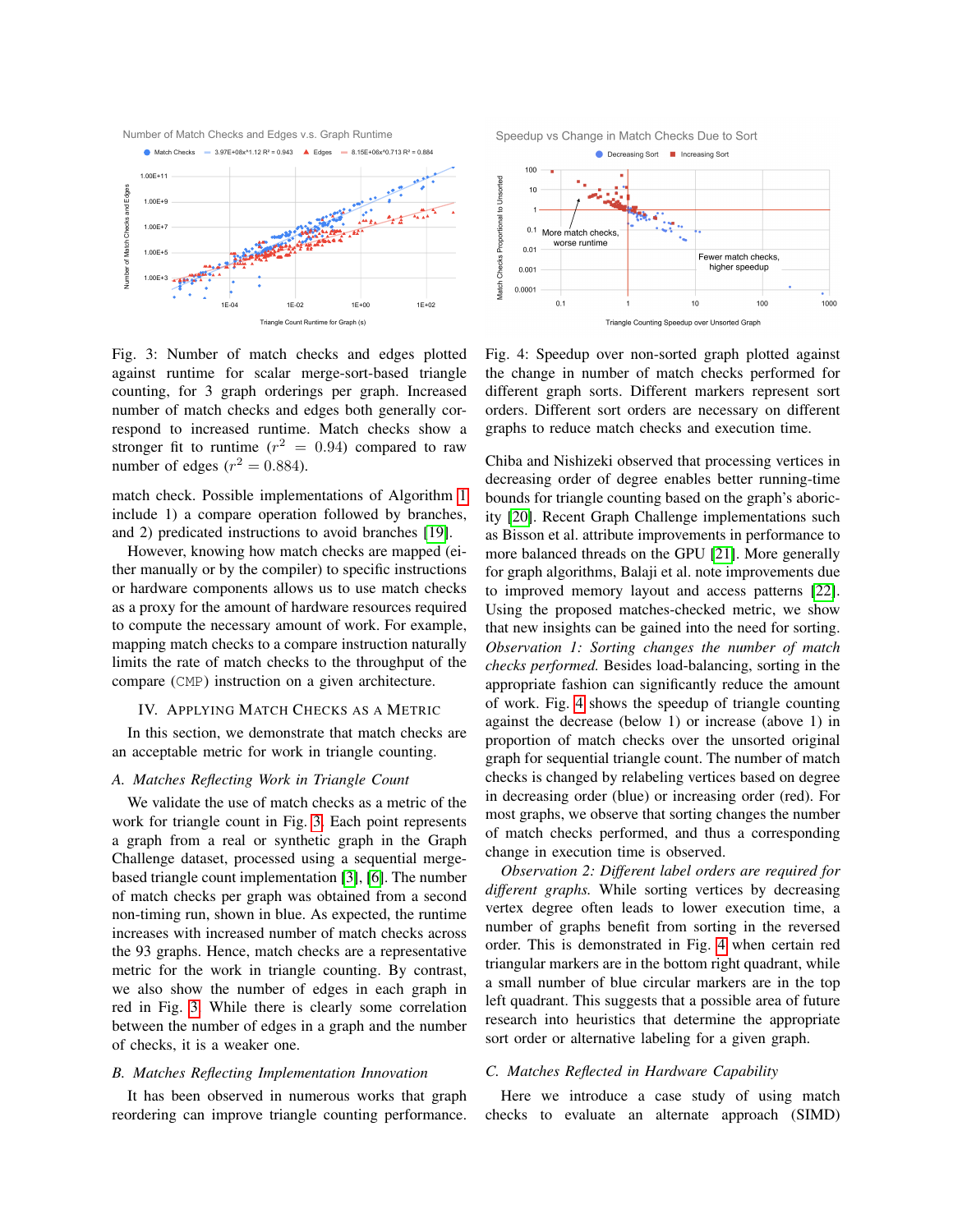Fig. 3: Number of match checks and edges plotted against runtime for scalar merge-sort-based triangle counting, for 3 graph orderings per graph. Increased number of match checks and edges both generally correspond to increased runtime. Match checks show a stronger fit to runtime ($r^2 = 0.94$) compared to raw number of edges ($r^2 = 0.884$).

Fig. 4: Speedup over non-sorted graph plotted against the change in number of match checks performed for different graph sorts. Different markers represent sort orders. Different sort orders are necessary on different graphs to reduce match checks and execution time.

match check. Possible implementations of Algorithm 1 include 1) a compare operation followed by branches, and 2) predicated instructions to avoid branches [19].

However, knowing how match checks are mapped (either manually or by the compiler) to specific instructions or hardware components allows us to use match checks as a proxy for the amount of hardware resources required to compute the necessary amount of work. For example, mapping match checks to a compare instruction naturally limits the rate of match checks to the throughput of the compare (`CMP`) instruction on a given architecture.

## IV. Applying Match Checks as a Metric

In this section, we demonstrate that match checks are an acceptable metric for work in triangle counting.

### A. Matches Reflecting Work in Triangle Count

We validate the use of match checks as a metric of the work for triangle count in Fig. 3. Each point represents a graph from a real or synthetic graph in the Graph Challenge dataset, processed using a sequential merge-based triangle count implementation [3], [6]. The number of match checks per graph was obtained from a second non-timing run, shown in blue. As expected, the runtime increases with increased number of match checks across the 93 graphs. Hence, match checks are a representative metric for the work in triangle counting. By contrast, we also show the number of edges in each graph in red in Fig. 3. While there is clearly some correlation between the number of edges in a graph and the number of checks, it is a weaker one.

### B. Matches Reflecting Implementation Innovation

It has been observed in numerous works that graph reordering can improve triangle counting performance. Chiba and Nishizeki observed that processing vertices in decreasing order of degree enables better running-time bounds for triangle counting based on the graph's arboricity [20]. Recent Graph Challenge implementations such as Bisson et al. attribute improvements in performance to more balanced threads on the GPU [21]. More generally for graph algorithms, Balaji et al. note improvements due to improved memory layout and access patterns [22]. Using the proposed matches-checked metric, we show that new insights can be gained into the need for sorting.

*Observation 1: Sorting changes the number of match checks performed.* Besides load-balancing, sorting in the appropriate fashion can significantly reduce the amount of work. Fig. 4 shows the speedup of triangle counting against the decrease (below 1) or increase (above 1) in proportion of match checks over the unsorted original graph for sequential triangle count. The number of match checks is changed by relabeling vertices based on degree in decreasing order (blue) or increasing order (red). For most graphs, we observe that sorting changes the number of match checks performed, and thus a corresponding change in execution time is observed.

*Observation 2: Different label orders are required for different graphs.* While sorting vertices by decreasing vertex degree often leads to lower execution time, a number of graphs benefit from sorting in the reversed order. This is demonstrated in Fig. 4 when certain red triangular markers are in the bottom right quadrant, while a small number of blue circular markers are in the top left quadrant. This suggests that a possible area of future research into heuristics that determine the appropriate sort order or alternative labeling for a given graph.

### C. Matches Reflected in Hardware Capability

Here we introduce a case study of using match checks to evaluate an alternate approach (SIMD)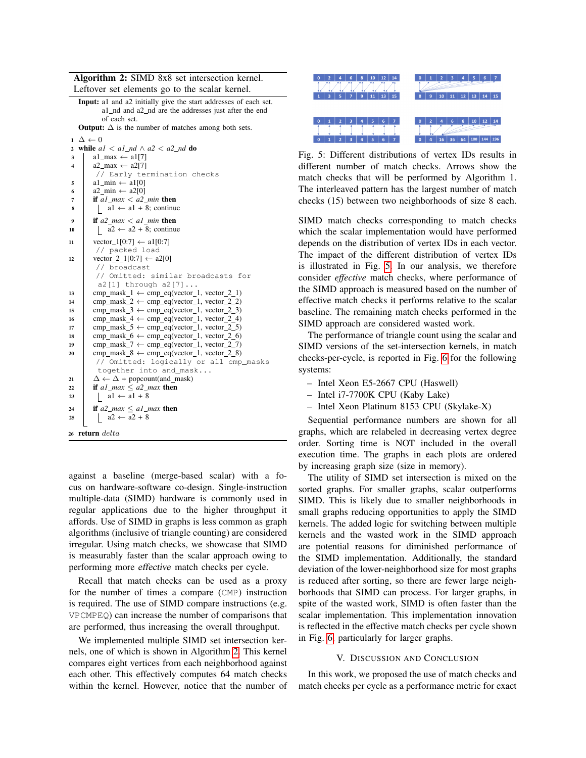**Algorithm 2:** SIMD 8x8 set intersection kernel. Leftover set elements go to the scalar kernel.

**Input:** a1 and a2 initially give the start addresses of each set. a1_nd and a2_nd are the addresses just after the end of each set.
**Output:** $\Delta$ is the number of matches among both sets.

```
1  Δ ← 0
2  while a1 < a1_nd ∧ a2 < a2_nd do
3      a1_max ← a1[7]
4      a2_max ← a2[7]
       // Early termination checks
5      a1_min ← a1[0]
6      a2_min ← a2[0]
7      if a1_max < a2_min then
8          a1 ← a1 + 8; continue
9      if a2_max < a1_min then
10         a2 ← a2 + 8; continue
11     vector_1[0:7] ← a1[0:7]
       // packed load
12     vector_2_1[0:7] ← a2[0]
       // broadcast
       // Omitted: similar broadcasts for
       a2[1] through a2[7]...
13     cmp_mask_1 ← cmp_eq(vector_1, vector_2_1)
14     cmp_mask_2 ← cmp_eq(vector_1, vector_2_2)
15     cmp_mask_3 ← cmp_eq(vector_1, vector_2_3)
16     cmp_mask_4 ← cmp_eq(vector_1, vector_2_4)
17     cmp_mask_5 ← cmp_eq(vector_1, vector_2_5)
18     cmp_mask_6 ← cmp_eq(vector_1, vector_2_6)
19     cmp_mask_7 ← cmp_eq(vector_1, vector_2_7)
20     cmp_mask_8 ← cmp_eq(vector_1, vector_2_8)
       // Omitted: logically or all cmp_masks
       together into and_mask...
21     Δ ← Δ + popcount(and_mask)
22     if a1_max ≤ a2_max then
23         a1 ← a1 + 8
24     if a2_max ≤ a1_max then
25         a2 ← a2 + 8
26 return delta
```

against a baseline (merge-based scalar) with a focus on hardware-software co-design. Single-instruction multiple-data (SIMD) hardware is commonly used in regular applications due to the higher throughput it affords. Use of SIMD in graphs is less common as graph algorithms (inclusive of triangle counting) are considered irregular. Using match checks, we showcase that SIMD is measurably faster than the scalar approach owing to performing more *effective* match checks per cycle.

Recall that match checks can be used as a proxy for the number of times a compare (CMP) instruction is required. The use of SIMD compare instructions (e.g. VPCMPEQ) can increase the number of comparisons that are performed, thus increasing the overall throughput.

We implemented multiple SIMD set intersection kernels, one of which is shown in Algorithm 2. This kernel compares eight vertices from each neighborhood against each other. This effectively computes 64 match checks within the kernel. However, notice that the number of SIMD match checks corresponding to match checks which the scalar implementation would have performed depends on the distribution of vertex IDs in each vector. The impact of the different distribution of vertex IDs is illustrated in Fig. 5. In our analysis, we therefore consider *effective* match checks, where performance of the SIMD approach is measured based on the number of effective match checks it performs relative to the scalar baseline. The remaining match checks performed in the SIMD approach are considered wasted work.

| 0 | 2 | 4 | 6 | 8 | 10 | 12 | 14 |
|---|---|---|---|---|---|---|---|
| 1 | 3 | 5 | 7 | 9 | 11 | 13 | 15 |

| 0 | 1 | 2 | 3 | 4 | 5 | 6 | 7 |
|---|---|---|---|---|---|---|---|
| 8 | 9 | 10 | 11 | 12 | 13 | 14 | 15 |

| 0 | 1 | 2 | 3 | 4 | 5 | 6 | 7 |
|---|---|---|---|---|---|---|---|
| 0 | 1 | 2 | 3 | 4 | 5 | 6 | 7 |

| 0 | 2 | 4 | 6 | 8 | 10 | 12 | 14 |
|---|---|---|---|---|---|---|---|
| 0 | 4 | 16 | 36 | 64 | 100 | 144 | 196 |

Fig. 5: Different distributions of vertex IDs results in different number of match checks. Arrows show the match checks that will be performed by Algorithm 1. The interleaved pattern has the largest number of match checks (15) between two neighborhoods of size 8 each.

The performance of triangle count using the scalar and SIMD versions of the set-intersection kernels, in match checks-per-cycle, is reported in Fig. 6 for the following systems:

- Intel Xeon E5-2667 CPU (Haswell)
- Intel i7-7700K CPU (Kaby Lake)
- Intel Xeon Platinum 8153 CPU (Skylake-X)

Sequential performance numbers are shown for all graphs, which are relabeled in decreasing vertex degree order. Sorting time is NOT included in the overall execution time. The graphs in each plots are ordered by increasing graph size (size in memory).

The utility of SIMD set intersection is mixed on the sorted graphs. For smaller graphs, scalar outperforms SIMD. This is likely due to smaller neighborhoods in small graphs reducing opportunities to apply the SIMD kernels. The added logic for switching between multiple kernels and the wasted work in the SIMD approach are potential reasons for diminished performance of the SIMD implementation. Additionally, the standard deviation of the lower-neighborhood size for most graphs is reduced after sorting, so there are fewer large neighborhoods that SIMD can process. For larger graphs, in spite of the wasted work, SIMD is often faster than the scalar implementation. This implementation innovation is reflected in the effective match checks per cycle shown in Fig. 6, particularly for larger graphs.

## V. Discussion and Conclusion

In this work, we proposed the use of match checks and match checks per cycle as a performance metric for exact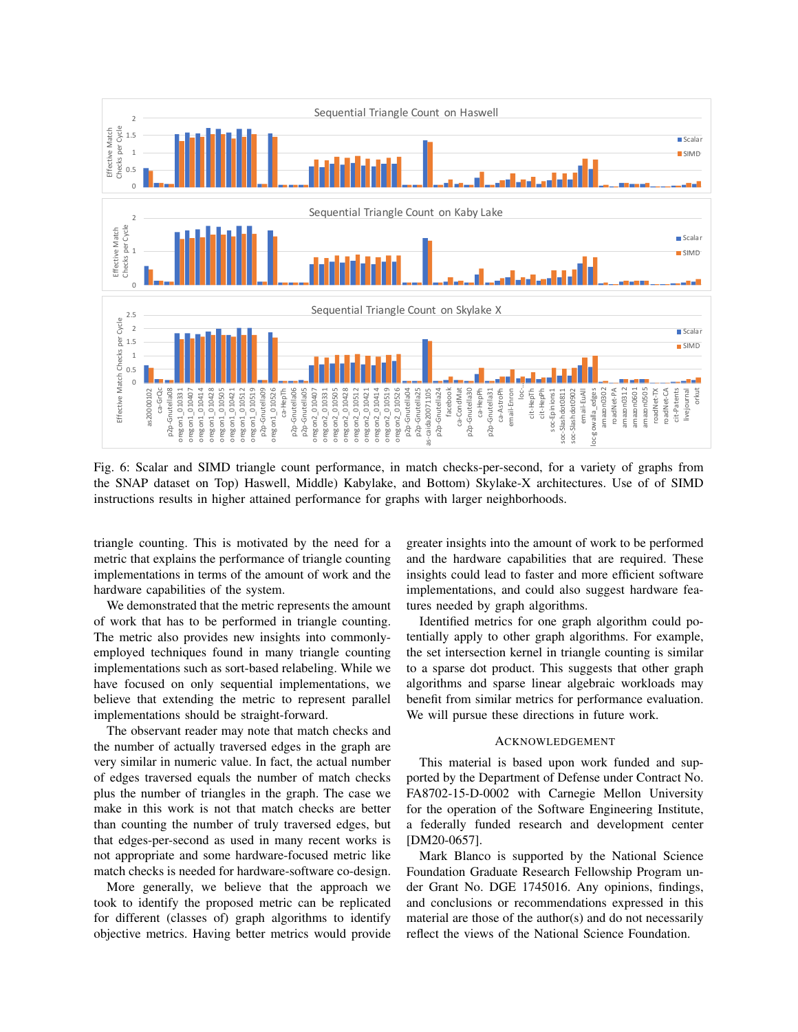Fig. 6: Scalar and SIMD triangle count performance, in match checks-per-second, for a variety of graphs from the SNAP dataset on Top) Haswell, Middle) Kabylake, and Bottom) Skylake-X architectures. Use of of SIMD instructions results in higher attained performance for graphs with larger neighborhoods.

triangle counting. This is motivated by the need for a metric that explains the performance of triangle counting implementations in terms of the amount of work and the hardware capabilities of the system.

We demonstrated that the metric represents the amount of work that has to be performed in triangle counting. The metric also provides new insights into commonly-employed techniques found in many triangle counting implementations such as sort-based relabeling. While we have focused on only sequential implementations, we believe that extending the metric to represent parallel implementations should be straight-forward.

The observant reader may note that match checks and the number of actually traversed edges in the graph are very similar in numeric value. In fact, the actual number of edges traversed equals the number of match checks plus the number of triangles in the graph. The case we make in this work is not that match checks are better than counting the number of truly traversed edges, but that edges-per-second as used in many recent works is not appropriate and some hardware-focused metric like match checks is needed for hardware-software co-design.

More generally, we believe that the approach we took to identify the proposed metric can be replicated for different (classes of) graph algorithms to identify objective metrics. Having better metrics would provide greater insights into the amount of work to be performed and the hardware capabilities that are required. These insights could lead to faster and more efficient software implementations, and could also suggest hardware features needed by graph algorithms.

Identified metrics for one graph algorithm could potentially apply to other graph algorithms. For example, the set intersection kernel in triangle counting is similar to a sparse dot product. This suggests that other graph algorithms and sparse linear algebraic workloads may benefit from similar metrics for performance evaluation. We will pursue these directions in future work.

## Acknowledgement

This material is based upon work funded and supported by the Department of Defense under Contract No. FA8702-15-D-0002 with Carnegie Mellon University for the operation of the Software Engineering Institute, a federally funded research and development center [DM20-0657].

Mark Blanco is supported by the National Science Foundation Graduate Research Fellowship Program under Grant No. DGE 1745016. Any opinions, findings, and conclusions or recommendations expressed in this material are those of the author(s) and do not necessarily reflect the views of the National Science Foundation.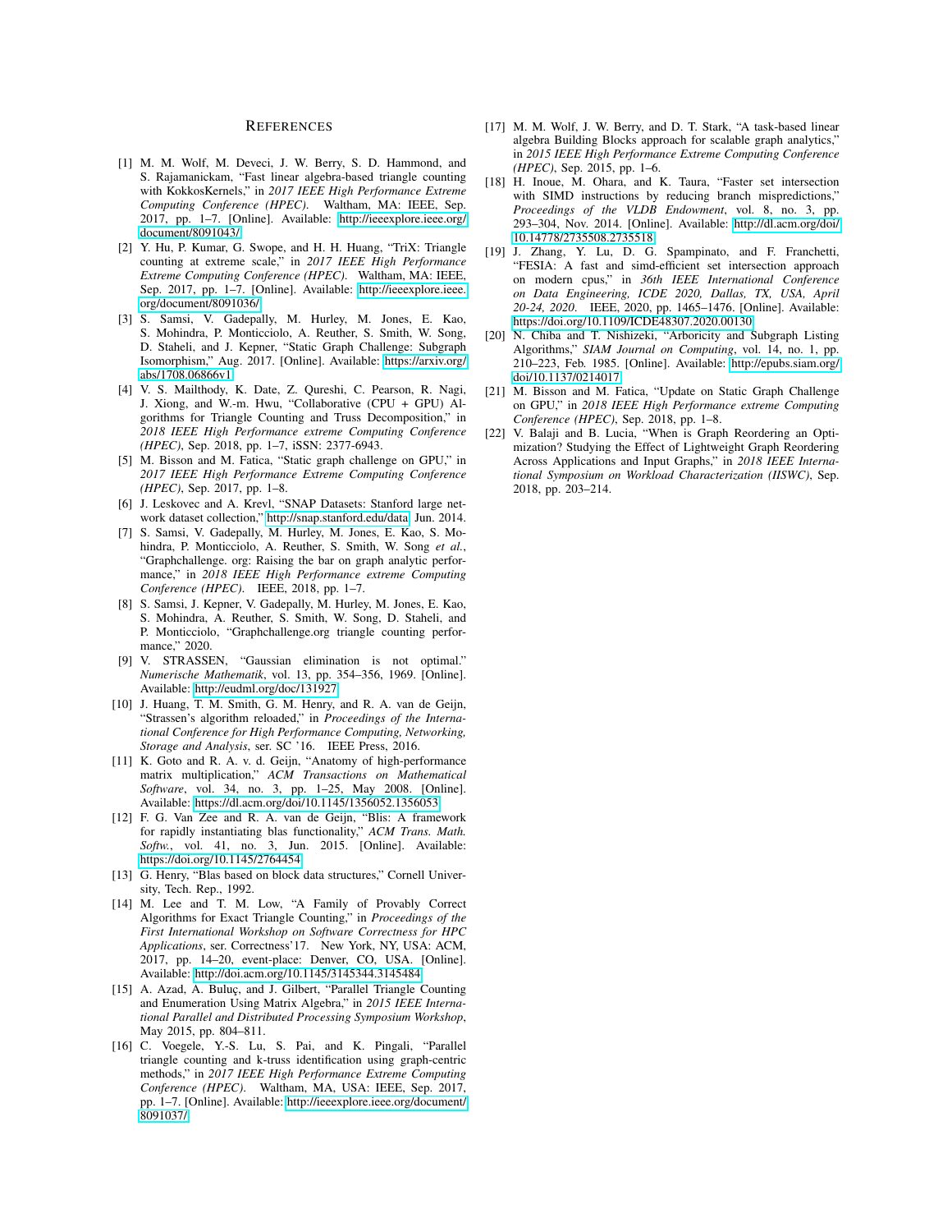# References

[1] M. M. Wolf, M. Deveci, J. W. Berry, S. D. Hammond, and S. Rajamanickam, "Fast linear algebra-based triangle counting with KokkosKernels," in *2017 IEEE High Performance Extreme Computing Conference (HPEC)*. Waltham, MA: IEEE, Sep. 2017, pp. 1–7. [Online]. Available: http://ieeexplore.ieee.org/document/8091043/

[2] Y. Hu, P. Kumar, G. Swope, and H. H. Huang, "TriX: Triangle counting at extreme scale," in *2017 IEEE High Performance Extreme Computing Conference (HPEC)*. Waltham, MA: IEEE, Sep. 2017, pp. 1–7. [Online]. Available: http://ieeexplore.ieee.org/document/8091036/

[3] S. Samsi, V. Gadepally, M. Hurley, M. Jones, E. Kao, S. Mohindra, P. Monticciolo, A. Reuther, S. Smith, W. Song, D. Staheli, and J. Kepner, "Static Graph Challenge: Subgraph Isomorphism," Aug. 2017. [Online]. Available: https://arxiv.org/abs/1708.06866v1

[4] V. S. Mailthody, K. Date, Z. Qureshi, C. Pearson, R. Nagi, J. Xiong, and W.-m. Hwu, "Collaborative (CPU + GPU) Algorithms for Triangle Counting and Truss Decomposition," in *2018 IEEE High Performance extreme Computing Conference (HPEC)*, Sep. 2018, pp. 1–7, iSSN: 2377-6943.

[5] M. Bisson and M. Fatica, "Static graph challenge on GPU," in *2017 IEEE High Performance Extreme Computing Conference (HPEC)*, Sep. 2017, pp. 1–8.

[6] J. Leskovec and A. Krevl, "SNAP Datasets: Stanford large network dataset collection," http://snap.stanford.edu/data, Jun. 2014.

[7] S. Samsi, V. Gadepally, M. Hurley, M. Jones, E. Kao, S. Mohindra, P. Monticciolo, A. Reuther, S. Smith, W. Song *et al.*, "Graphchallenge. org: Raising the bar on graph analytic performance," in *2018 IEEE High Performance extreme Computing Conference (HPEC)*. IEEE, 2018, pp. 1–7.

[8] S. Samsi, J. Kepner, V. Gadepally, M. Hurley, M. Jones, E. Kao, S. Mohindra, A. Reuther, S. Smith, W. Song, D. Staheli, and P. Monticciolo, "Graphchallenge.org triangle counting performance," 2020.

[9] V. STRASSEN, "Gaussian elimination is not optimal." *Numerische Mathematik*, vol. 13, pp. 354–356, 1969. [Online]. Available: http://eudml.org/doc/131927

[10] J. Huang, T. M. Smith, G. M. Henry, and R. A. van de Geijn, "Strassen's algorithm reloaded," in *Proceedings of the International Conference for High Performance Computing, Networking, Storage and Analysis*, ser. SC '16. IEEE Press, 2016.

[11] K. Goto and R. A. v. d. Geijn, "Anatomy of high-performance matrix multiplication," *ACM Transactions on Mathematical Software*, vol. 34, no. 3, pp. 1–25, May 2008. [Online]. Available: https://dl.acm.org/doi/10.1145/1356052.1356053

[12] F. G. Van Zee and R. A. van de Geijn, "Blis: A framework for rapidly instantiating blas functionality," *ACM Trans. Math. Softw.*, vol. 41, no. 3, Jun. 2015. [Online]. Available: https://doi.org/10.1145/2764454

[13] G. Henry, "Blas based on block data structures," Cornell University, Tech. Rep., 1992.

[14] M. Lee and T. M. Low, "A Family of Provably Correct Algorithms for Exact Triangle Counting," in *Proceedings of the First International Workshop on Software Correctness for HPC Applications*, ser. Correctness'17. New York, NY, USA: ACM, 2017, pp. 14–20, event-place: Denver, CO, USA. [Online]. Available: http://doi.acm.org/10.1145/3145344.3145484

[15] A. Azad, A. Buluç, and J. Gilbert, "Parallel Triangle Counting and Enumeration Using Matrix Algebra," in *2015 IEEE International Parallel and Distributed Processing Symposium Workshop*, May 2015, pp. 804–811.

[16] C. Voegele, Y.-S. Lu, S. Pai, and K. Pingali, "Parallel triangle counting and k-truss identification using graph-centric methods," in *2017 IEEE High Performance Extreme Computing Conference (HPEC)*. Waltham, MA, USA: IEEE, Sep. 2017, pp. 1–7. [Online]. Available: http://ieeexplore.ieee.org/document/8091037/

[17] M. M. Wolf, J. W. Berry, and D. T. Stark, "A task-based linear algebra Building Blocks approach for scalable graph analytics," in *2015 IEEE High Performance Extreme Computing Conference (HPEC)*, Sep. 2015, pp. 1–6.

[18] H. Inoue, M. Ohara, and K. Taura, "Faster set intersection with SIMD instructions by reducing branch mispredictions," *Proceedings of the VLDB Endowment*, vol. 8, no. 3, pp. 293–304, Nov. 2014. [Online]. Available: http://dl.acm.org/doi/10.14778/2735508.2735518

[19] J. Zhang, Y. Lu, D. G. Spampinato, and F. Franchetti, "FESIA: A fast and simd-efficient set intersection approach on modern cpus," in *36th IEEE International Conference on Data Engineering, ICDE 2020, Dallas, TX, USA, April 20-24, 2020*. IEEE, 2020, pp. 1465–1476. [Online]. Available: https://doi.org/10.1109/ICDE48307.2020.00130

[20] N. Chiba and T. Nishizeki, "Arboricity and Subgraph Listing Algorithms," *SIAM Journal on Computing*, vol. 14, no. 1, pp. 210–223, Feb. 1985. [Online]. Available: http://epubs.siam.org/doi/10.1137/0214017

[21] M. Bisson and M. Fatica, "Update on Static Graph Challenge on GPU," in *2018 IEEE High Performance extreme Computing Conference (HPEC)*, Sep. 2018, pp. 1–8.

[22] V. Balaji and B. Lucia, "When is Graph Reordering an Optimization? Studying the Effect of Lightweight Graph Reordering Across Applications and Input Graphs," in *2018 IEEE International Symposium on Workload Characterization (IISWC)*, Sep. 2018, pp. 203–214.